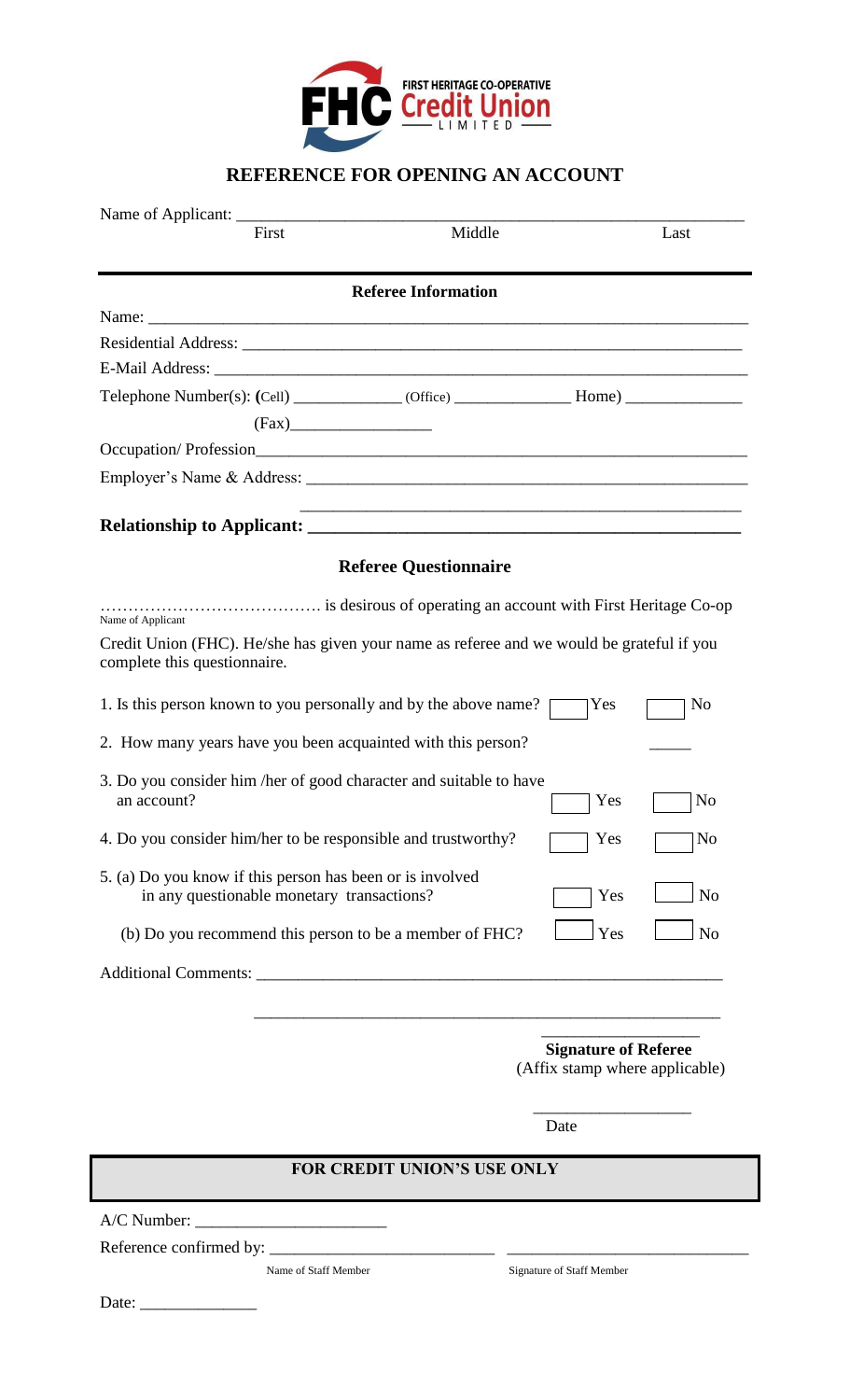FIRST HERITAGE CO-OPERATIVE Credit Union LIMITED

## REFERENCE FOR OPENING AN ACCOUNT

Name of Applicant: ________________________________________________

First Middle Last

---

### Referee Information

Name: ________________________________________________

Residential Address: ________________________________________________

E-Mail Address: ________________________________________________

Telephone Number(s): (Cell) _____________ (Office) _____________ Home) _____________

(Fax)_________________

Occupation/ Profession________________________________________________

Employer's Name & Address: ________________________________________________

________________________________________________

**Relationship to Applicant: ________________________________________________**

### Referee Questionnaire

………………………………… is desirous of operating an account with First Heritage Co-op

Name of Applicant

Credit Union (FHC). He/she has given your name as referee and we would be grateful if you complete this questionnaire.

1. Is this person known to you personally and by the above name? ☐ Yes ☐ No

2. How many years have you been acquainted with this person? _____

3. Do you consider him /her of good character and suitable to have an account? ☐ Yes ☐ No

4. Do you consider him/her to be responsible and trustworthy? ☐ Yes ☐ No

5. (a) Do you know if this person has been or is involved in any questionable monetary transactions? ☐ Yes ☐ No

   (b) Do you recommend this person to be a member of FHC? ☐ Yes ☐ No

Additional Comments: ________________________________________________

________________________________________________

___________________

**Signature of Referee**

(Affix stamp where applicable)

___________________

Date

### FOR CREDIT UNION'S USE ONLY

A/C Number: _______________________

Reference confirmed by: ___________________________ ___________________________

Name of Staff Member Signature of Staff Member

Date: ______________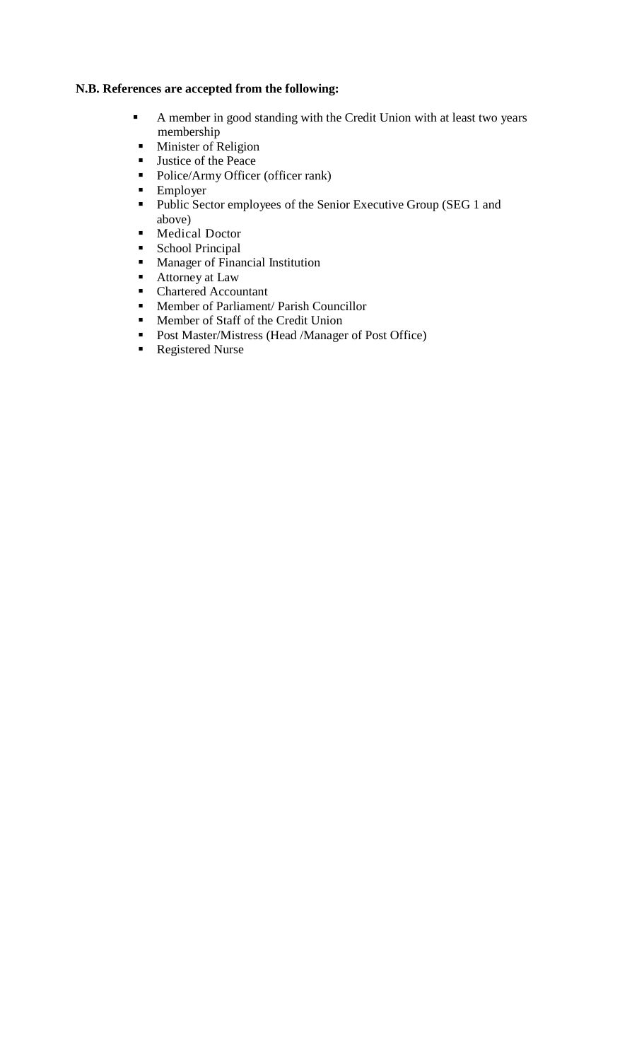**N.B. References are accepted from the following:**

- A member in good standing with the Credit Union with at least two years membership
- Minister of Religion
- Justice of the Peace
- Police/Army Officer (officer rank)
- Employer
- Public Sector employees of the Senior Executive Group (SEG 1 and above)
- Medical Doctor
- School Principal
- Manager of Financial Institution
- Attorney at Law
- Chartered Accountant
- Member of Parliament/ Parish Councillor
- Member of Staff of the Credit Union
- Post Master/Mistress (Head /Manager of Post Office)
- Registered Nurse